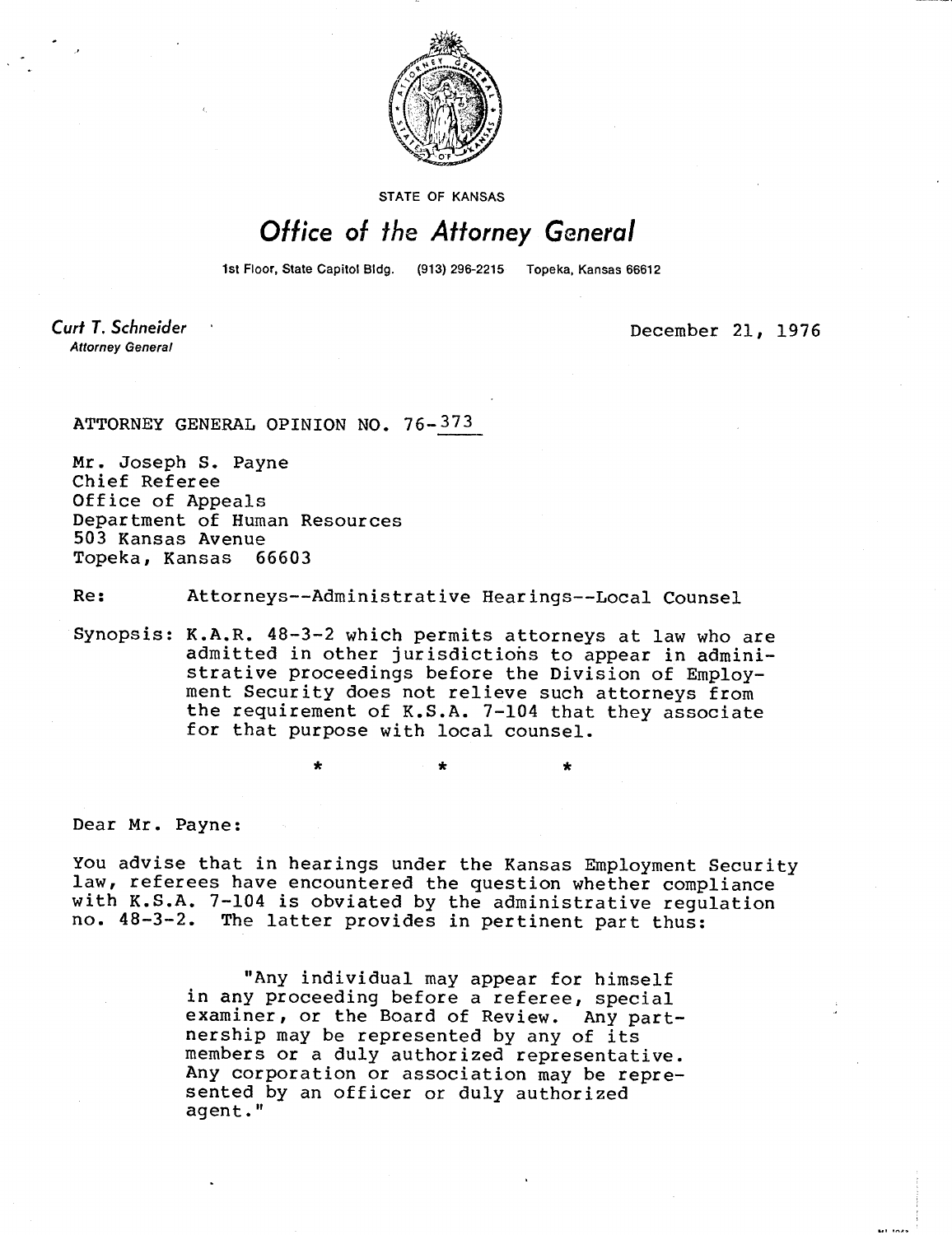STATE OF KANSAS

# Office of the Attorney General

1st Floor, State Capitol Bldg. (913) 296-2215 Topeka, Kansas 66612

*Curt T. Schneider*
*Attorney General*

December 21, 1976

ATTORNEY GENERAL OPINION NO. 76-373

Mr. Joseph S. Payne
Chief Referee
Office of Appeals
Department of Human Resources
503 Kansas Avenue
Topeka, Kansas 66603

Re: Attorneys--Administrative Hearings--Local Counsel

Synopsis: K.A.R. 48-3-2 which permits attorneys at law who are admitted in other jurisdictions to appear in administrative proceedings before the Division of Employment Security does not relieve such attorneys from the requirement of K.S.A. 7-104 that they associate for that purpose with local counsel.

\* \* \*

Dear Mr. Payne:

You advise that in hearings under the Kansas Employment Security law, referees have encountered the question whether compliance with K.S.A. 7-104 is obviated by the administrative regulation no. 48-3-2. The latter provides in pertinent part thus:

> "Any individual may appear for himself in any proceeding before a referee, special examiner, or the Board of Review. Any partnership may be represented by any of its members or a duly authorized representative. Any corporation or association may be represented by an officer or duly authorized agent."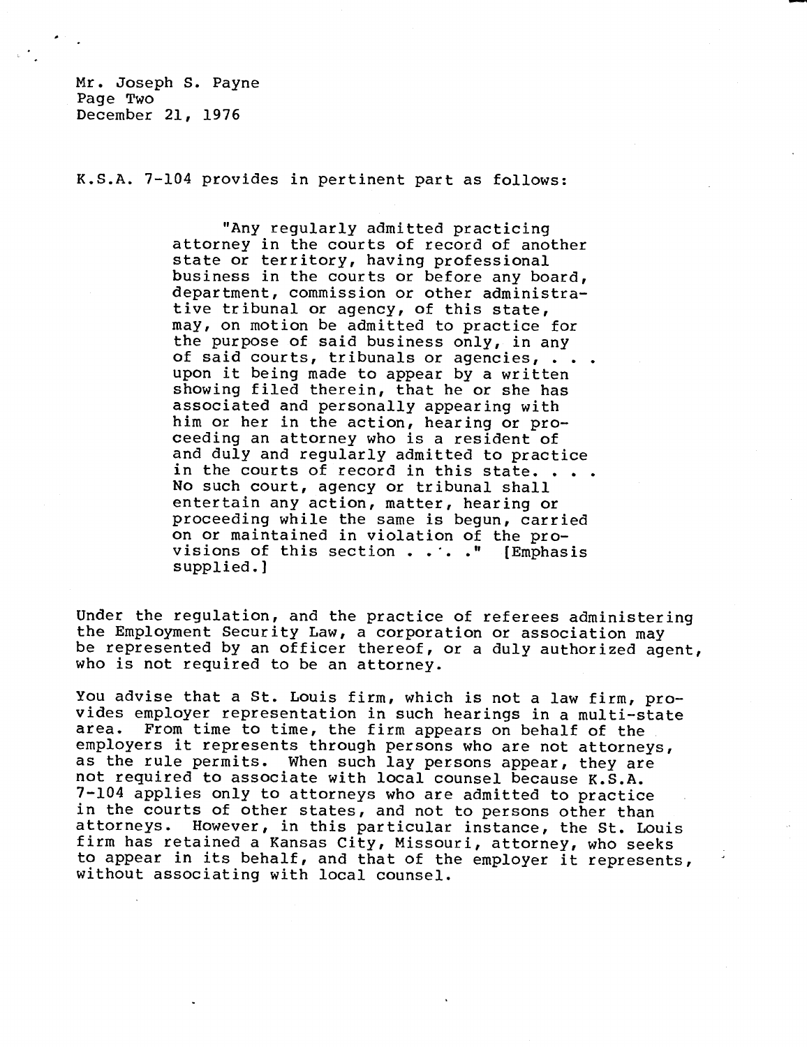Mr. Joseph S. Payne
Page Two
December 21, 1976

K.S.A. 7-104 provides in pertinent part as follows:

> "Any regularly admitted practicing attorney in the courts of record of another state or territory, having professional business in the courts or before any board, department, commission or other administrative tribunal or agency, of this state, may, on motion be admitted to practice for the purpose of said business only, in any of said courts, tribunals or agencies, . . . upon it being made to appear by a written showing filed therein, that he or she has associated and personally appearing with him or her in the action, hearing or proceeding an attorney who is a resident of and duly and regularly admitted to practice in the courts of record in this state. . . . No such court, agency or tribunal shall entertain any action, matter, hearing or proceeding while the same is begun, carried on or maintained in violation of the provisions of this section . . . ." [Emphasis supplied.]

Under the regulation, and the practice of referees administering the Employment Security Law, a corporation or association may be represented by an officer thereof, or a duly authorized agent, who is not required to be an attorney.

You advise that a St. Louis firm, which is not a law firm, provides employer representation in such hearings in a multi-state area. From time to time, the firm appears on behalf of the employers it represents through persons who are not attorneys, as the rule permits. When such lay persons appear, they are not required to associate with local counsel because K.S.A. 7-104 applies only to attorneys who are admitted to practice in the courts of other states, and not to persons other than attorneys. However, in this particular instance, the St. Louis firm has retained a Kansas City, Missouri, attorney, who seeks to appear in its behalf, and that of the employer it represents, without associating with local counsel.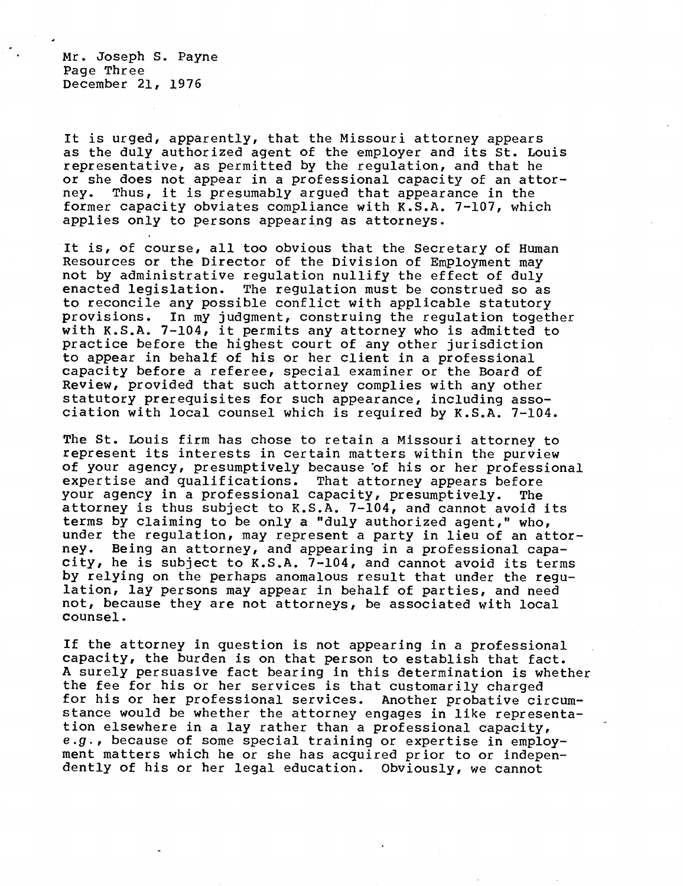It is urged, apparently, that the Missouri attorney appears as the duly authorized agent of the employer and its St. Louis representative, as permitted by the regulation, and that he or she does not appear in a professional capacity of an attorney. Thus, it is presumably argued that appearance in the former capacity obviates compliance with K.S.A. 7-107, which applies only to persons appearing as attorneys.

It is, of course, all too obvious that the Secretary of Human Resources or the Director of the Division of Employment may not by administrative regulation nullify the effect of duly enacted legislation. The regulation must be construed so as to reconcile any possible conflict with applicable statutory provisions. In my judgment, construing the regulation together with K.S.A. 7-104, it permits any attorney who is admitted to practice before the highest court of any other jurisdiction to appear in behalf of his or her client in a professional capacity before a referee, special examiner or the Board of Review, provided that such attorney complies with any other statutory prerequisites for such appearance, including association with local counsel which is required by K.S.A. 7-104.

The St. Louis firm has chose to retain a Missouri attorney to represent its interests in certain matters within the purview of your agency, presumptively because of his or her professional expertise and qualifications. That attorney appears before your agency in a professional capacity, presumptively. The attorney is thus subject to K.S.A. 7-104, and cannot avoid its terms by claiming to be only a "duly authorized agent," who, under the regulation, may represent a party in lieu of an attorney. Being an attorney, and appearing in a professional capacity, he is subject to K.S.A. 7-104, and cannot avoid its terms by relying on the perhaps anomalous result that under the regulation, lay persons may appear in behalf of parties, and need not, because they are not attorneys, be associated with local counsel.

If the attorney in question is not appearing in a professional capacity, the burden is on that person to establish that fact. A surely persuasive fact bearing in this determination is whether the fee for his or her services is that customarily charged for his or her professional services. Another probative circumstance would be whether the attorney engages in like representation elsewhere in a lay rather than a professional capacity, *e.g.*, because of some special training or expertise in employment matters which he or she has acquired prior to or independently of his or her legal education. Obviously, we cannot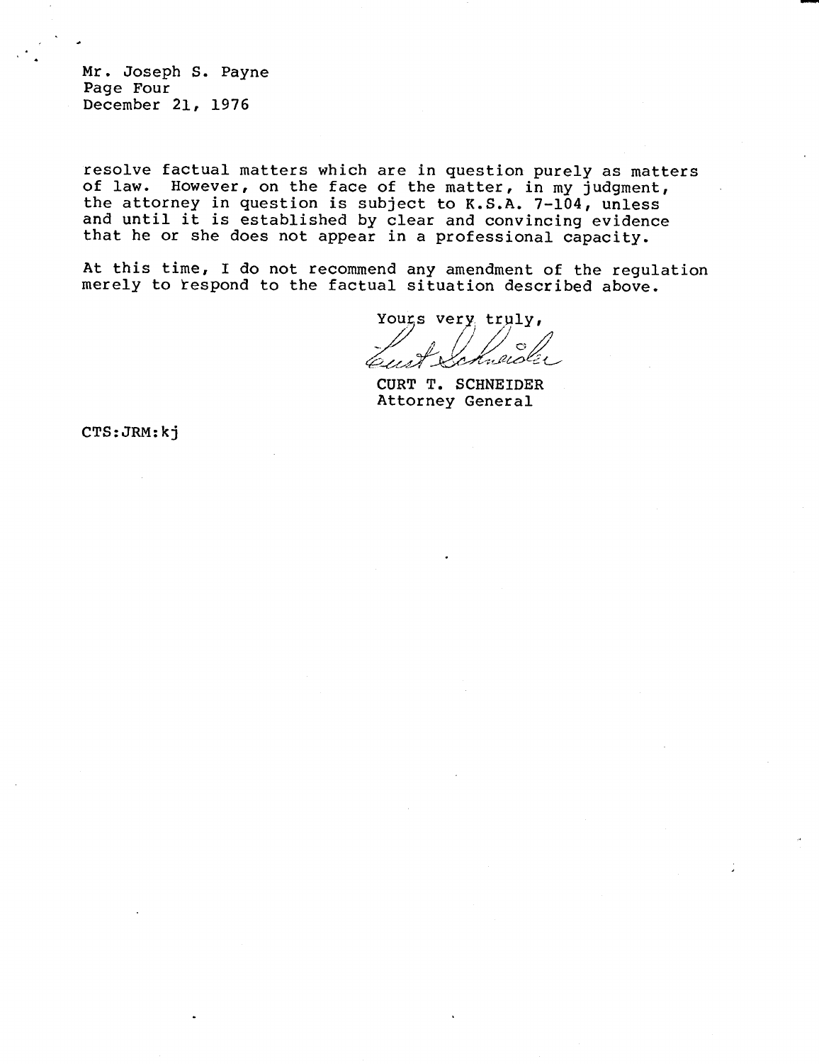Mr. Joseph S. Payne
Page Four
December 21, 1976

resolve factual matters which are in question purely as matters of law. However, on the face of the matter, in my judgment, the attorney in question is subject to K.S.A. 7-104, unless and until it is established by clear and convincing evidence that he or she does not appear in a professional capacity.

At this time, I do not recommend any amendment of the regulation merely to respond to the factual situation described above.

Yours very truly,

CURT T. SCHNEIDER
Attorney General

CTS:JRM:kj